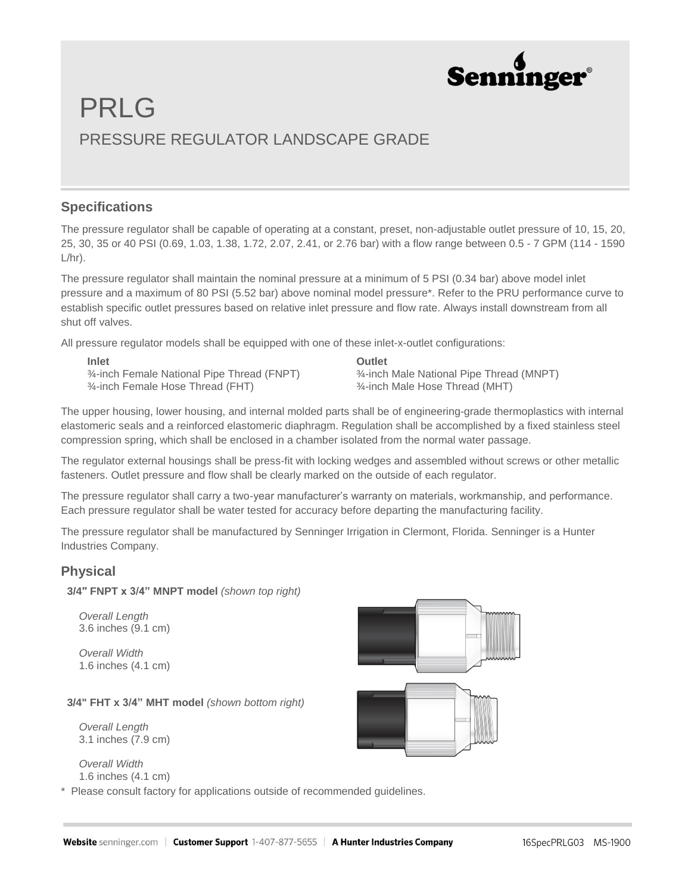# PRLG

## PRESSURE REGULATOR LANDSCAPE GRADE

### Specifications

The pressure regulator shall be capable of operating at a constant, preset, non-adjustable outlet pressure of 10, 15, 20, 25, 30, 35 or 40 PSI (0.69, 1.03, 1.38, 1.72, 2.07, 2.41, or 2.76 bar) with a flow range between 0.5 - 7 GPM (114 - 1590 L/hr).

The pressure regulator shall maintain the nominal pressure at a minimum of 5 PSI (0.34 bar) above model inlet pressure and a maximum of 80 PSI (5.52 bar) above nominal model pressure*. Refer to the PRU performance curve to establish specific outlet pressures based on relative inlet pressure and flow rate. Always install downstream from all shut off valves.

All pressure regulator models shall be equipped with one of these inlet-x-outlet configurations:

| **Inlet** | **Outlet** |
|---|---|
| ¾-inch Female National Pipe Thread (FNPT) | ¾-inch Male National Pipe Thread (MNPT) |
| ¾-inch Female Hose Thread (FHT) | ¾-inch Male Hose Thread (MHT) |

The upper housing, lower housing, and internal molded parts shall be of engineering-grade thermoplastics with internal elastomeric seals and a reinforced elastomeric diaphragm. Regulation shall be accomplished by a fixed stainless steel compression spring, which shall be enclosed in a chamber isolated from the normal water passage.

The regulator external housings shall be press-fit with locking wedges and assembled without screws or other metallic fasteners. Outlet pressure and flow shall be clearly marked on the outside of each regulator.

The pressure regulator shall carry a two-year manufacturer's warranty on materials, workmanship, and performance. Each pressure regulator shall be water tested for accuracy before departing the manufacturing facility.

The pressure regulator shall be manufactured by Senninger Irrigation in Clermont, Florida. Senninger is a Hunter Industries Company.

### Physical

**3/4″ FNPT x 3/4” MNPT model** *(shown top right)*

*Overall Length*
3.6 inches (9.1 cm)

*Overall Width*
1.6 inches (4.1 cm)

**3/4" FHT x 3/4” MHT model** *(shown bottom right)*

*Overall Length*
3.1 inches (7.9 cm)

*Overall Width*
1.6 inches (4.1 cm)

* Please consult factory for applications outside of recommended guidelines.

**Website** senninger.com | **Customer Support** 1-407-877-5655 | **A Hunter Industries Company** 16SpecPRLG03 MS-1900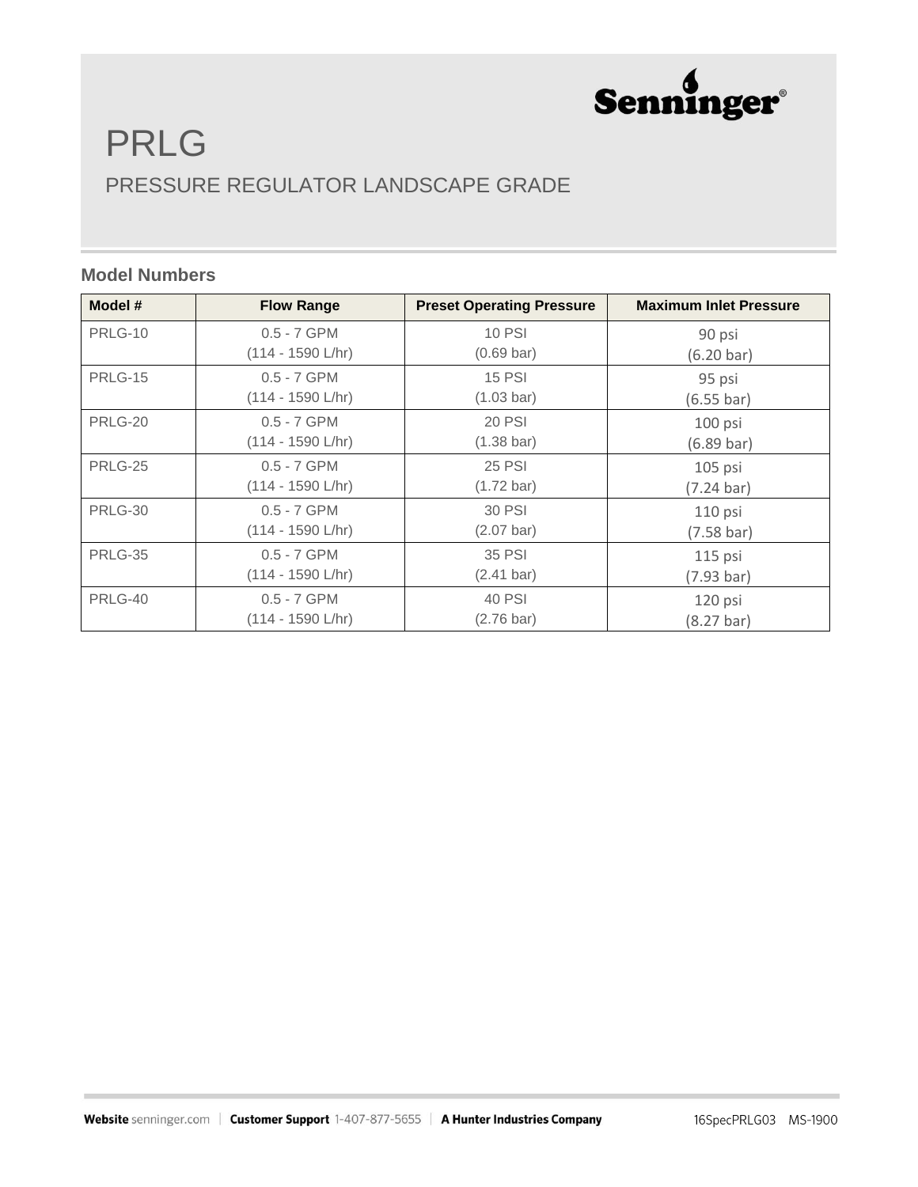# PRLG

## PRESSURE REGULATOR LANDSCAPE GRADE

### Model Numbers

| Model # | Flow Range | Preset Operating Pressure | Maximum Inlet Pressure |
|---|---|---|---|
| PRLG-10 | 0.5 - 7 GPM (114 - 1590 L/hr) | 10 PSI (0.69 bar) | 90 psi (6.20 bar) |
| PRLG-15 | 0.5 - 7 GPM (114 - 1590 L/hr) | 15 PSI (1.03 bar) | 95 psi (6.55 bar) |
| PRLG-20 | 0.5 - 7 GPM (114 - 1590 L/hr) | 20 PSI (1.38 bar) | 100 psi (6.89 bar) |
| PRLG-25 | 0.5 - 7 GPM (114 - 1590 L/hr) | 25 PSI (1.72 bar) | 105 psi (7.24 bar) |
| PRLG-30 | 0.5 - 7 GPM (114 - 1590 L/hr) | 30 PSI (2.07 bar) | 110 psi (7.58 bar) |
| PRLG-35 | 0.5 - 7 GPM (114 - 1590 L/hr) | 35 PSI (2.41 bar) | 115 psi (7.93 bar) |
| PRLG-40 | 0.5 - 7 GPM (114 - 1590 L/hr) | 40 PSI (2.76 bar) | 120 psi (8.27 bar) |